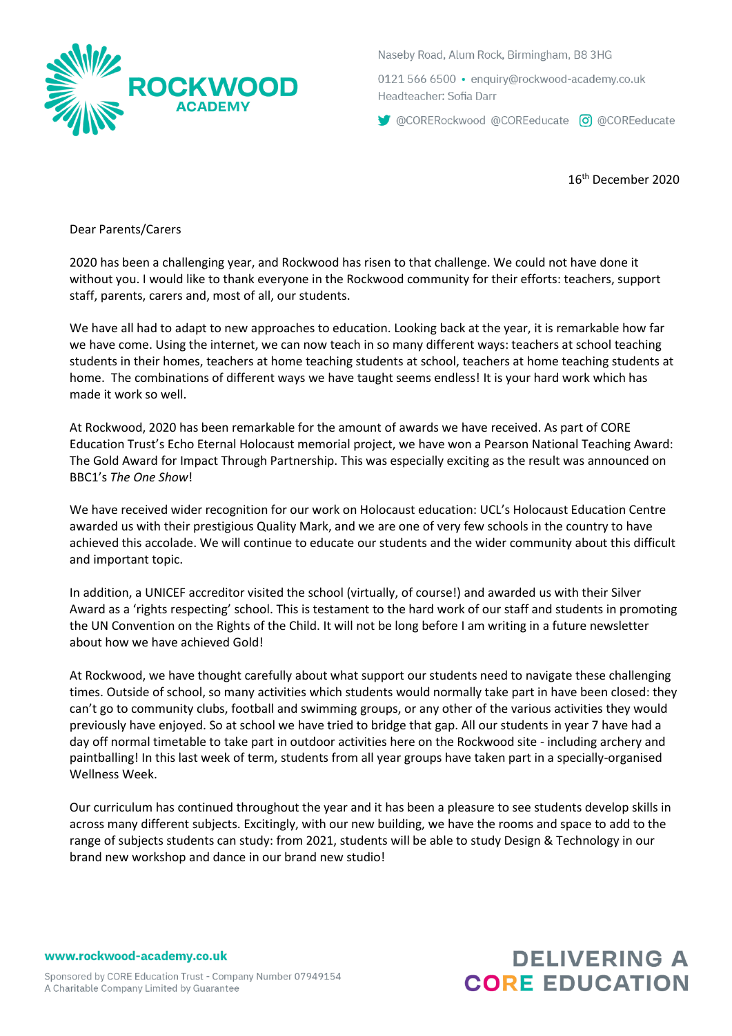**ROCKWOOD ACADEMY**

Naseby Road, Alum Rock, Birmingham, B8 3HG

0121 566 6500 • enquiry@rockwood-academy.co.uk

Headteacher: Sofia Darr

@CORERockwood @COREeducate @COREeducate

16th December 2020

Dear Parents/Carers

2020 has been a challenging year, and Rockwood has risen to that challenge. We could not have done it without you. I would like to thank everyone in the Rockwood community for their efforts: teachers, support staff, parents, carers and, most of all, our students.

We have all had to adapt to new approaches to education. Looking back at the year, it is remarkable how far we have come. Using the internet, we can now teach in so many different ways: teachers at school teaching students in their homes, teachers at home teaching students at school, teachers at home teaching students at home. The combinations of different ways we have taught seems endless! It is your hard work which has made it work so well.

At Rockwood, 2020 has been remarkable for the amount of awards we have received. As part of CORE Education Trust's Echo Eternal Holocaust memorial project, we have won a Pearson National Teaching Award: The Gold Award for Impact Through Partnership. This was especially exciting as the result was announced on BBC1's *The One Show*!

We have received wider recognition for our work on Holocaust education: UCL's Holocaust Education Centre awarded us with their prestigious Quality Mark, and we are one of very few schools in the country to have achieved this accolade. We will continue to educate our students and the wider community about this difficult and important topic.

In addition, a UNICEF accreditor visited the school (virtually, of course!) and awarded us with their Silver Award as a 'rights respecting' school. This is testament to the hard work of our staff and students in promoting the UN Convention on the Rights of the Child. It will not be long before I am writing in a future newsletter about how we have achieved Gold!

At Rockwood, we have thought carefully about what support our students need to navigate these challenging times. Outside of school, so many activities which students would normally take part in have been closed: they can't go to community clubs, football and swimming groups, or any other of the various activities they would previously have enjoyed. So at school we have tried to bridge that gap. All our students in year 7 have had a day off normal timetable to take part in outdoor activities here on the Rockwood site - including archery and paintballing! In this last week of term, students from all year groups have taken part in a specially-organised Wellness Week.

Our curriculum has continued throughout the year and it has been a pleasure to see students develop skills in across many different subjects. Excitingly, with our new building, we have the rooms and space to add to the range of subjects students can study: from 2021, students will be able to study Design & Technology in our brand new workshop and dance in our brand new studio!

www.rockwood-academy.co.uk

Sponsored by CORE Education Trust - Company Number 07949154
A Charitable Company Limited by Guarantee

DELIVERING A CORE EDUCATION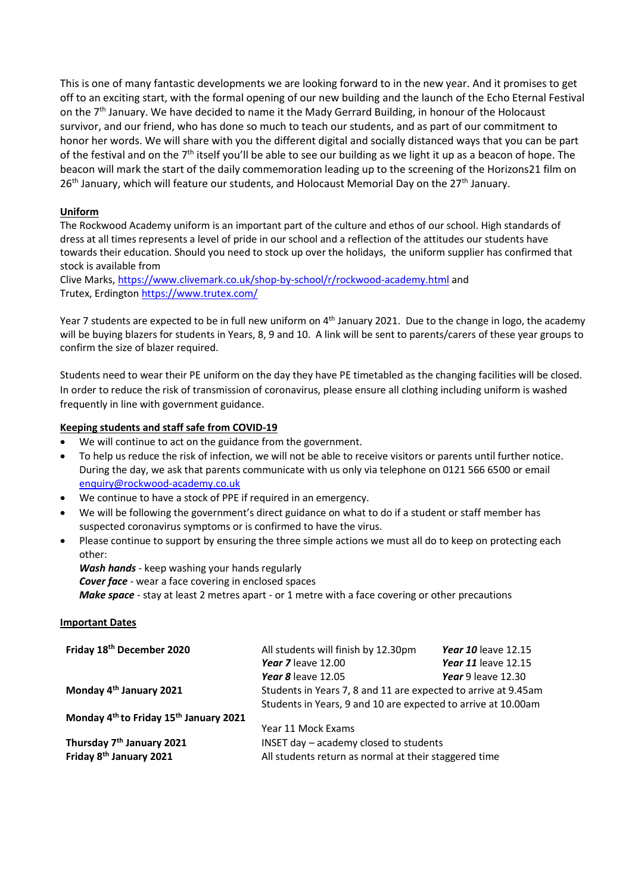This is one of many fantastic developments we are looking forward to in the new year. And it promises to get off to an exciting start, with the formal opening of our new building and the launch of the Echo Eternal Festival on the 7th January. We have decided to name it the Mady Gerrard Building, in honour of the Holocaust survivor, and our friend, who has done so much to teach our students, and as part of our commitment to honor her words. We will share with you the different digital and socially distanced ways that you can be part of the festival and on the 7th itself you'll be able to see our building as we light it up as a beacon of hope. The beacon will mark the start of the daily commemoration leading up to the screening of the Horizons21 film on 26th January, which will feature our students, and Holocaust Memorial Day on the 27th January.

## Uniform

The Rockwood Academy uniform is an important part of the culture and ethos of our school. High standards of dress at all times represents a level of pride in our school and a reflection of the attitudes our students have towards their education. Should you need to stock up over the holidays, the uniform supplier has confirmed that stock is available from
Clive Marks, https://www.clivemark.co.uk/shop-by-school/r/rockwood-academy.html and
Trutex, Erdington https://www.trutex.com/

Year 7 students are expected to be in full new uniform on 4th January 2021. Due to the change in logo, the academy will be buying blazers for students in Years, 8, 9 and 10. A link will be sent to parents/carers of these year groups to confirm the size of blazer required.

Students need to wear their PE uniform on the day they have PE timetabled as the changing facilities will be closed. In order to reduce the risk of transmission of coronavirus, please ensure all clothing including uniform is washed frequently in line with government guidance.

## Keeping students and staff safe from COVID-19

- We will continue to act on the guidance from the government.
- To help us reduce the risk of infection, we will not be able to receive visitors or parents until further notice. During the day, we ask that parents communicate with us only via telephone on 0121 566 6500 or email enquiry@rockwood-academy.co.uk
- We continue to have a stock of PPE if required in an emergency.
- We will be following the government's direct guidance on what to do if a student or staff member has suspected coronavirus symptoms or is confirmed to have the virus.
- Please continue to support by ensuring the three simple actions we must all do to keep on protecting each other:
  ***Wash hands*** - keep washing your hands regularly
  ***Cover face*** - wear a face covering in enclosed spaces
  ***Make space*** - stay at least 2 metres apart - or 1 metre with a face covering or other precautions

## Important Dates

| | | |
|---|---|---|
| **Friday 18th December 2020** | All students will finish by 12.30pm | ***Year 10*** leave 12.15 |
| | ***Year 7*** leave 12.00 | ***Year 11*** leave 12.15 |
| | ***Year 8*** leave 12.05 | ***Year*** 9 leave 12.30 |
| **Monday 4th January 2021** | Students in Years 7, 8 and 11 are expected to arrive at 9.45am | |
| | Students in Years, 9 and 10 are expected to arrive at 10.00am | |
| **Monday 4th to Friday 15th January 2021** | Year 11 Mock Exams | |
| **Thursday 7th January 2021** | INSET day – academy closed to students | |
| **Friday 8th January 2021** | All students return as normal at their staggered time | |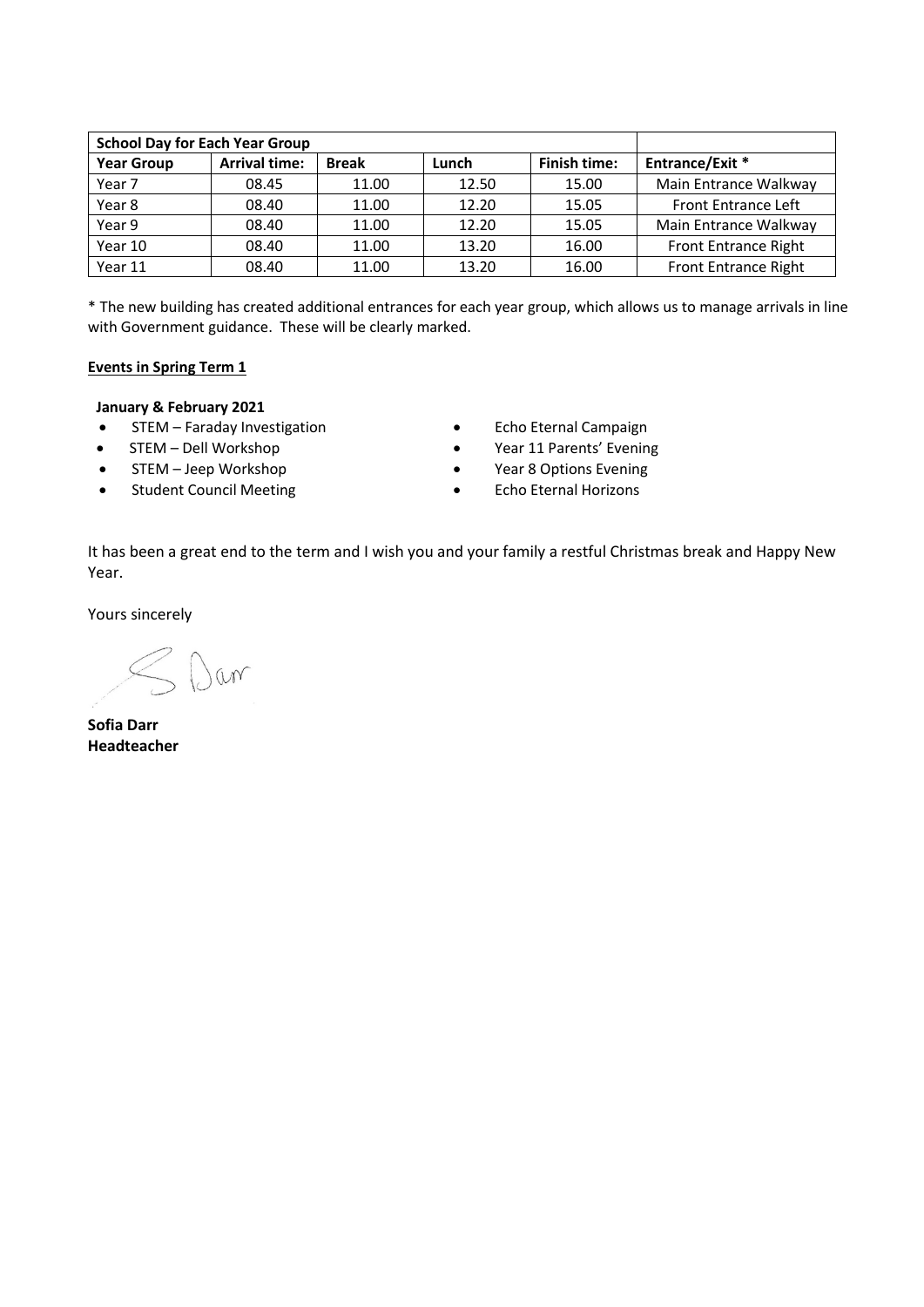| School Day for Each Year Group | | | | | |
| --- | --- | --- | --- | --- | --- |
| **Year Group** | **Arrival time:** | **Break** | **Lunch** | **Finish time:** | **Entrance/Exit \*** |
| Year 7 | 08.45 | 11.00 | 12.50 | 15.00 | Main Entrance Walkway |
| Year 8 | 08.40 | 11.00 | 12.20 | 15.05 | Front Entrance Left |
| Year 9 | 08.40 | 11.00 | 12.20 | 15.05 | Main Entrance Walkway |
| Year 10 | 08.40 | 11.00 | 13.20 | 16.00 | Front Entrance Right |
| Year 11 | 08.40 | 11.00 | 13.20 | 16.00 | Front Entrance Right |

\* The new building has created additional entrances for each year group, which allows us to manage arrivals in line with Government guidance. These will be clearly marked.

**Events in Spring Term 1**

**January & February 2021**

- STEM – Faraday Investigation
- STEM – Dell Workshop
- STEM – Jeep Workshop
- Student Council Meeting
- Echo Eternal Campaign
- Year 11 Parents' Evening
- Year 8 Options Evening
- Echo Eternal Horizons

It has been a great end to the term and I wish you and your family a restful Christmas break and Happy New Year.

Yours sincerely

S Darr

**Sofia Darr**
**Headteacher**